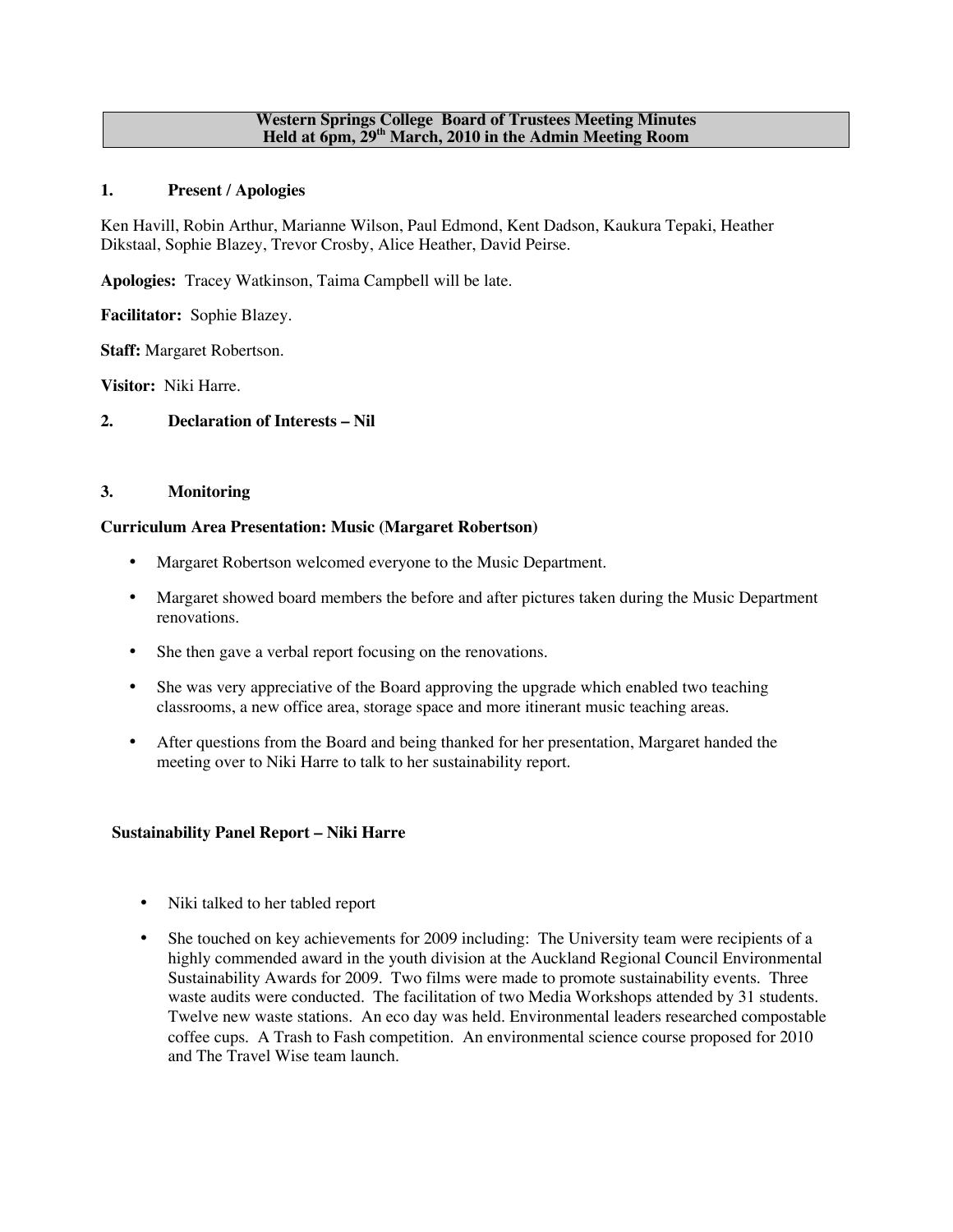**Western Springs College Board of Trustees Meeting Minutes**
**Held at 6pm, 29th March, 2010 in the Admin Meeting Room**

## 1. Present / Apologies

Ken Havill, Robin Arthur, Marianne Wilson, Paul Edmond, Kent Dadson, Kaukura Tepaki, Heather Dikstaal, Sophie Blazey, Trevor Crosby, Alice Heather, David Peirse.

**Apologies:** Tracey Watkinson, Taima Campbell will be late.

**Facilitator:** Sophie Blazey.

**Staff:** Margaret Robertson.

**Visitor:** Niki Harre.

## 2. Declaration of Interests – Nil

## 3. Monitoring

**Curriculum Area Presentation: Music (Margaret Robertson)**

- Margaret Robertson welcomed everyone to the Music Department.
- Margaret showed board members the before and after pictures taken during the Music Department renovations.
- She then gave a verbal report focusing on the renovations.
- She was very appreciative of the Board approving the upgrade which enabled two teaching classrooms, a new office area, storage space and more itinerant music teaching areas.
- After questions from the Board and being thanked for her presentation, Margaret handed the meeting over to Niki Harre to talk to her sustainability report.

**Sustainability Panel Report – Niki Harre**

- Niki talked to her tabled report
- She touched on key achievements for 2009 including: The University team were recipients of a highly commended award in the youth division at the Auckland Regional Council Environmental Sustainability Awards for 2009. Two films were made to promote sustainability events. Three waste audits were conducted. The facilitation of two Media Workshops attended by 31 students. Twelve new waste stations. An eco day was held. Environmental leaders researched compostable coffee cups. A Trash to Fash competition. An environmental science course proposed for 2010 and The Travel Wise team launch.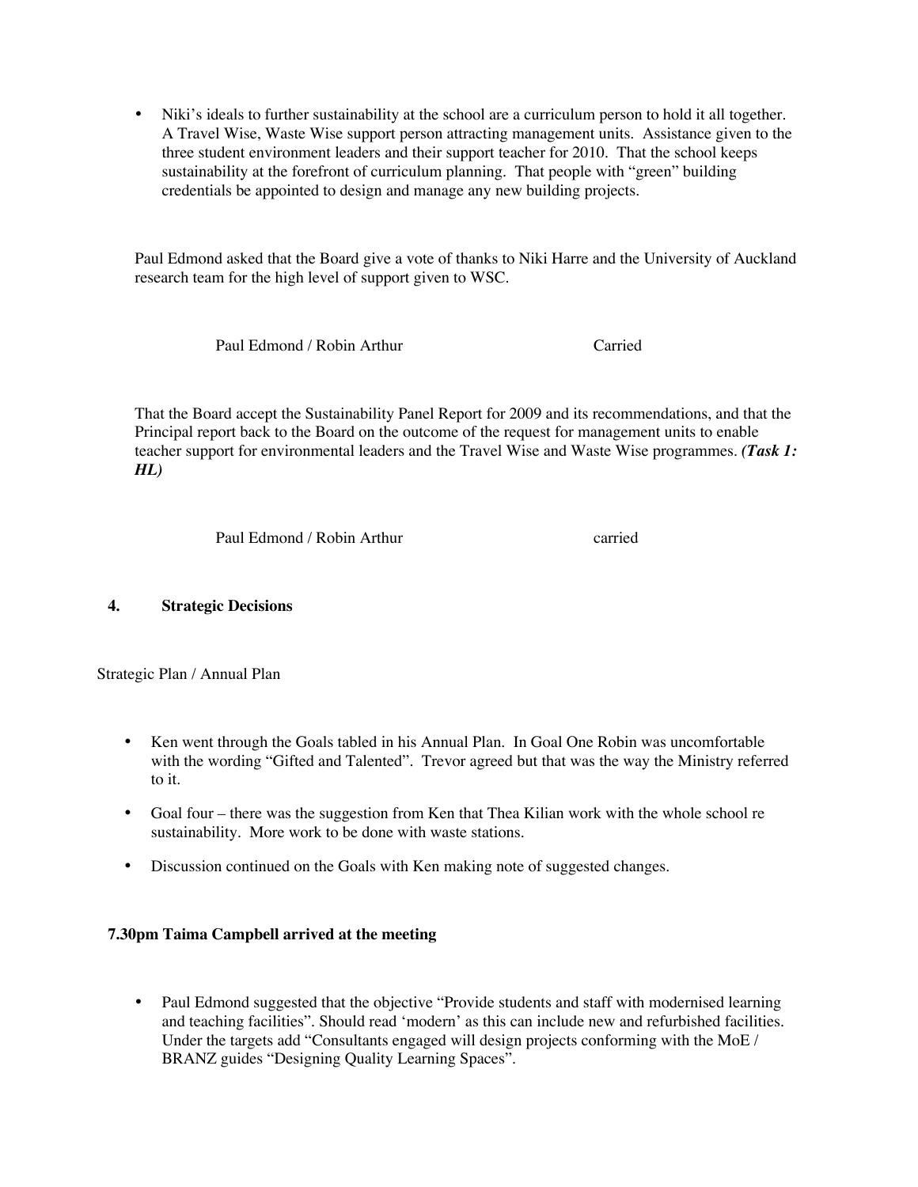- Niki's ideals to further sustainability at the school are a curriculum person to hold it all together. A Travel Wise, Waste Wise support person attracting management units. Assistance given to the three student environment leaders and their support teacher for 2010. That the school keeps sustainability at the forefront of curriculum planning. That people with "green" building credentials be appointed to design and manage any new building projects.

Paul Edmond asked that the Board give a vote of thanks to Niki Harre and the University of Auckland research team for the high level of support given to WSC.

Paul Edmond / Robin Arthur Carried

That the Board accept the Sustainability Panel Report for 2009 and its recommendations, and that the Principal report back to the Board on the outcome of the request for management units to enable teacher support for environmental leaders and the Travel Wise and Waste Wise programmes. ***(Task 1: HL)***

Paul Edmond / Robin Arthur carried

## 4. Strategic Decisions

Strategic Plan / Annual Plan

- Ken went through the Goals tabled in his Annual Plan. In Goal One Robin was uncomfortable with the wording "Gifted and Talented". Trevor agreed but that was the way the Ministry referred to it.
- Goal four – there was the suggestion from Ken that Thea Kilian work with the whole school re sustainability. More work to be done with waste stations.
- Discussion continued on the Goals with Ken making note of suggested changes.

**7.30pm Taima Campbell arrived at the meeting**

- Paul Edmond suggested that the objective "Provide students and staff with modernised learning and teaching facilities". Should read 'modern' as this can include new and refurbished facilities. Under the targets add "Consultants engaged will design projects conforming with the MoE / BRANZ guides "Designing Quality Learning Spaces".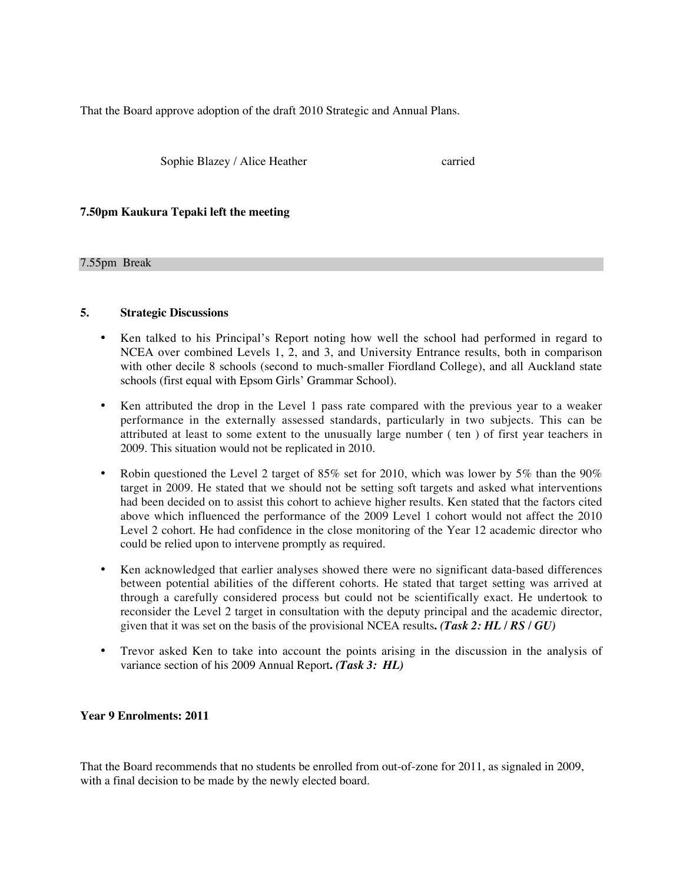That the Board approve adoption of the draft 2010 Strategic and Annual Plans.

Sophie Blazey / Alice Heather carried

**7.50pm Kaukura Tepaki left the meeting**

7.55pm Break

## 5. Strategic Discussions

- Ken talked to his Principal's Report noting how well the school had performed in regard to NCEA over combined Levels 1, 2, and 3, and University Entrance results, both in comparison with other decile 8 schools (second to much-smaller Fiordland College), and all Auckland state schools (first equal with Epsom Girls' Grammar School).

- Ken attributed the drop in the Level 1 pass rate compared with the previous year to a weaker performance in the externally assessed standards, particularly in two subjects. This can be attributed at least to some extent to the unusually large number ( ten ) of first year teachers in 2009. This situation would not be replicated in 2010.

- Robin questioned the Level 2 target of 85% set for 2010, which was lower by 5% than the 90% target in 2009. He stated that we should not be setting soft targets and asked what interventions had been decided on to assist this cohort to achieve higher results. Ken stated that the factors cited above which influenced the performance of the 2009 Level 1 cohort would not affect the 2010 Level 2 cohort. He had confidence in the close monitoring of the Year 12 academic director who could be relied upon to intervene promptly as required.

- Ken acknowledged that earlier analyses showed there were no significant data-based differences between potential abilities of the different cohorts. He stated that target setting was arrived at through a carefully considered process but could not be scientifically exact. He undertook to reconsider the Level 2 target in consultation with the deputy principal and the academic director, given that it was set on the basis of the provisional NCEA results**. *(Task 2: HL / RS / GU)***

- Trevor asked Ken to take into account the points arising in the discussion in the analysis of variance section of his 2009 Annual Report**. *(Task 3: HL)***

**Year 9 Enrolments: 2011**

That the Board recommends that no students be enrolled from out-of-zone for 2011, as signaled in 2009, with a final decision to be made by the newly elected board.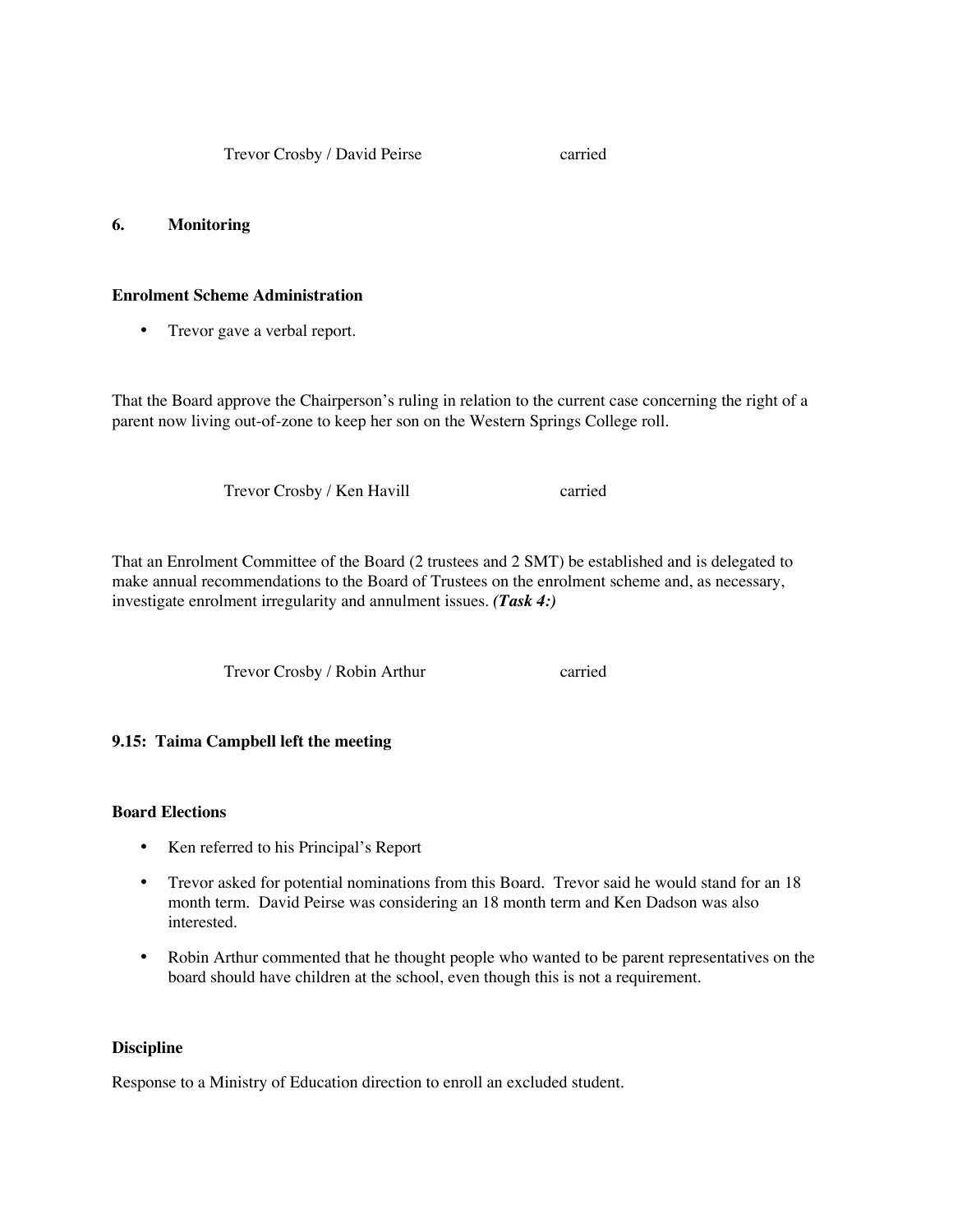Trevor Crosby / David Peirse carried

## 6. Monitoring

**Enrolment Scheme Administration**

- Trevor gave a verbal report.

That the Board approve the Chairperson's ruling in relation to the current case concerning the right of a parent now living out-of-zone to keep her son on the Western Springs College roll.

Trevor Crosby / Ken Havill carried

That an Enrolment Committee of the Board (2 trustees and 2 SMT) be established and is delegated to make annual recommendations to the Board of Trustees on the enrolment scheme and, as necessary, investigate enrolment irregularity and annulment issues. ***(Task 4:)***

Trevor Crosby / Robin Arthur carried

**9.15: Taima Campbell left the meeting**

**Board Elections**

- Ken referred to his Principal's Report
- Trevor asked for potential nominations from this Board. Trevor said he would stand for an 18 month term. David Peirse was considering an 18 month term and Ken Dadson was also interested.
- Robin Arthur commented that he thought people who wanted to be parent representatives on the board should have children at the school, even though this is not a requirement.

**Discipline**

Response to a Ministry of Education direction to enroll an excluded student.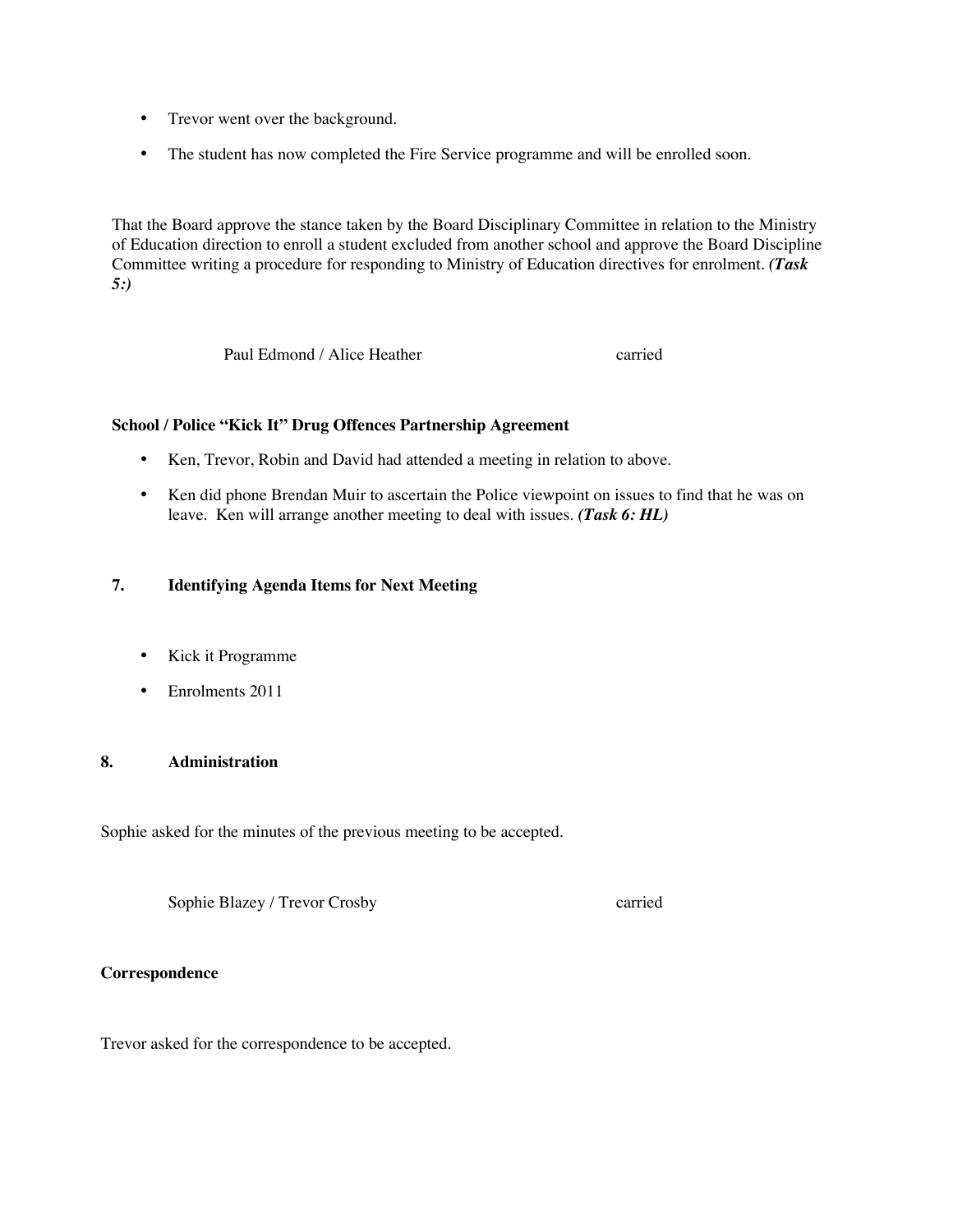- Trevor went over the background.
- The student has now completed the Fire Service programme and will be enrolled soon.

That the Board approve the stance taken by the Board Disciplinary Committee in relation to the Ministry of Education direction to enroll a student excluded from another school and approve the Board Discipline Committee writing a procedure for responding to Ministry of Education directives for enrolment. ***(Task 5:)***

Paul Edmond / Alice Heather carried

**School / Police "Kick It" Drug Offences Partnership Agreement**

- Ken, Trevor, Robin and David had attended a meeting in relation to above.
- Ken did phone Brendan Muir to ascertain the Police viewpoint on issues to find that he was on leave. Ken will arrange another meeting to deal with issues. ***(Task 6: HL)***

**7. Identifying Agenda Items for Next Meeting**

- Kick it Programme
- Enrolments 2011

**8. Administration**

Sophie asked for the minutes of the previous meeting to be accepted.

Sophie Blazey / Trevor Crosby carried

**Correspondence**

Trevor asked for the correspondence to be accepted.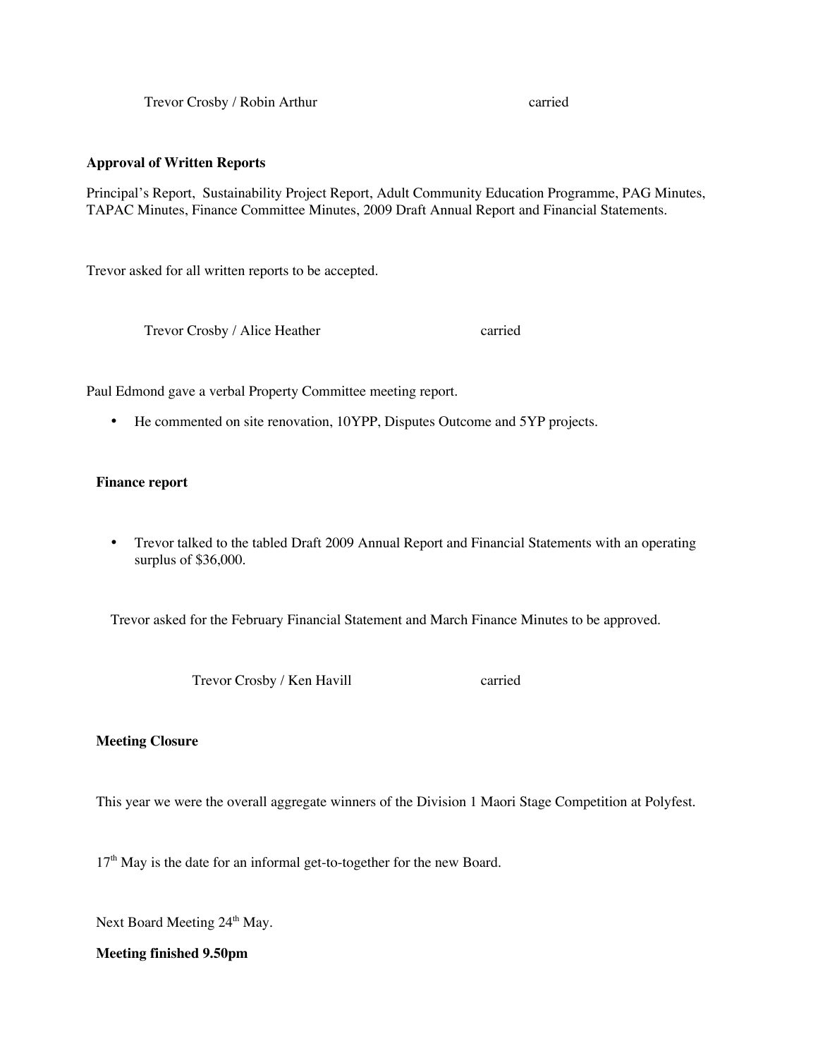Trevor Crosby / Robin Arthur carried

**Approval of Written Reports**

Principal's Report, Sustainability Project Report, Adult Community Education Programme, PAG Minutes, TAPAC Minutes, Finance Committee Minutes, 2009 Draft Annual Report and Financial Statements.

Trevor asked for all written reports to be accepted.

Trevor Crosby / Alice Heather carried

Paul Edmond gave a verbal Property Committee meeting report.

- He commented on site renovation, 10YPP, Disputes Outcome and 5YP projects.

**Finance report**

- Trevor talked to the tabled Draft 2009 Annual Report and Financial Statements with an operating surplus of $36,000.

Trevor asked for the February Financial Statement and March Finance Minutes to be approved.

Trevor Crosby / Ken Havill carried

**Meeting Closure**

This year we were the overall aggregate winners of the Division 1 Maori Stage Competition at Polyfest.

17th May is the date for an informal get-to-together for the new Board.

Next Board Meeting 24th May.

**Meeting finished 9.50pm**